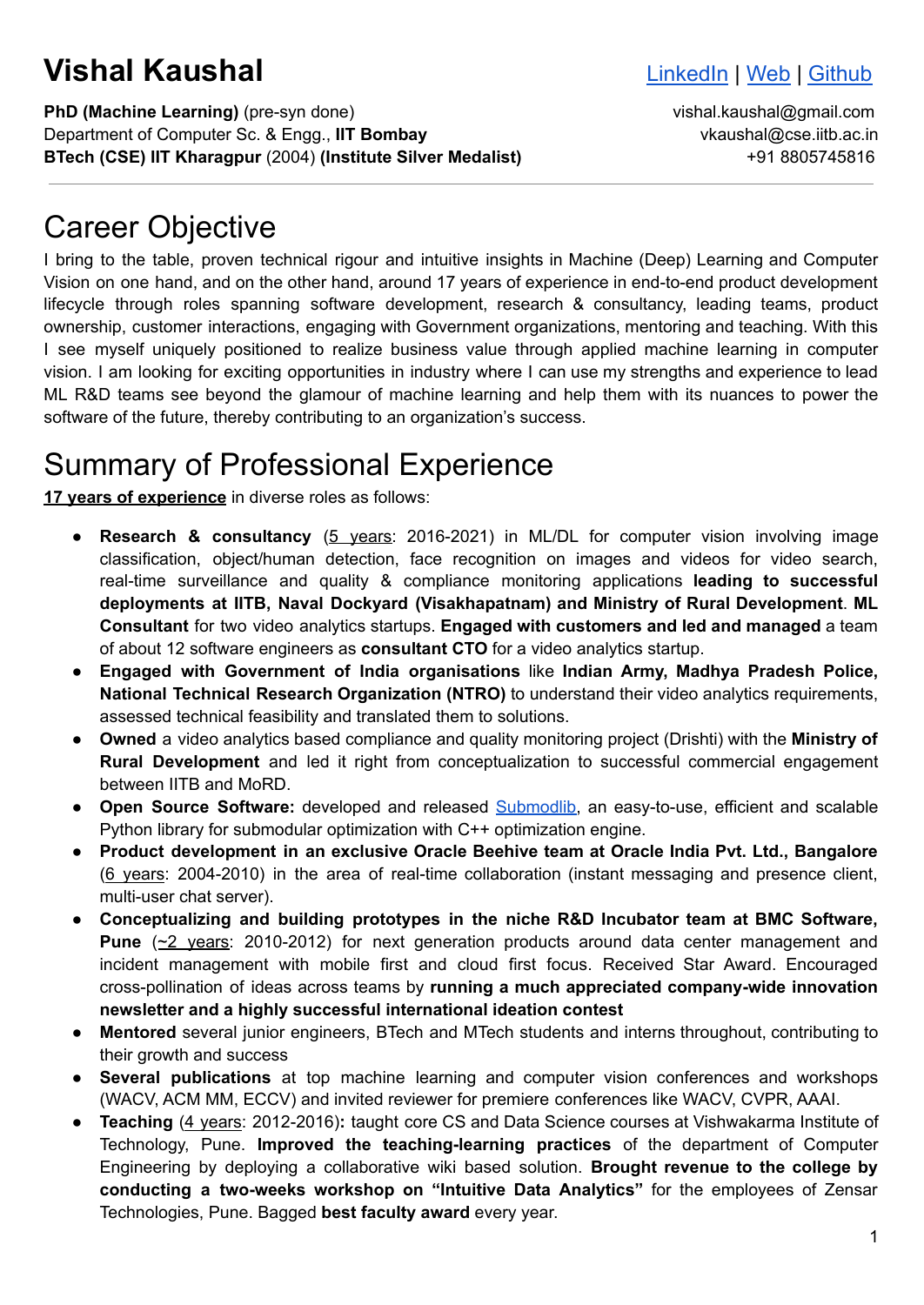# Vishal Kaushal

[LinkedIn](#) | [Web](#) | [Github](#)

**PhD (Machine Learning)** (pre-syn done)
Department of Computer Sc. & Engg., **IIT Bombay**
**BTech (CSE) IIT Kharagpur** (2004) **(Institute Silver Medalist)**

vishal.kaushal@gmail.com
vkaushal@cse.iitb.ac.in
+91 8805745816

---

# Career Objective

I bring to the table, proven technical rigour and intuitive insights in Machine (Deep) Learning and Computer Vision on one hand, and on the other hand, around 17 years of experience in end-to-end product development lifecycle through roles spanning software development, research & consultancy, leading teams, product ownership, customer interactions, engaging with Government organizations, mentoring and teaching. With this I see myself uniquely positioned to realize business value through applied machine learning in computer vision. I am looking for exciting opportunities in industry where I can use my strengths and experience to lead ML R&D teams see beyond the glamour of machine learning and help them with its nuances to power the software of the future, thereby contributing to an organization's success.

# Summary of Professional Experience

**17 years of experience** in diverse roles as follows:

- **Research & consultancy** (5 years: 2016-2021) in ML/DL for computer vision involving image classification, object/human detection, face recognition on images and videos for video search, real-time surveillance and quality & compliance monitoring applications **leading to successful deployments at IITB, Naval Dockyard (Visakhapatnam) and Ministry of Rural Development**. **ML Consultant** for two video analytics startups. **Engaged with customers and led and managed** a team of about 12 software engineers as **consultant CTO** for a video analytics startup.
- **Engaged with Government of India organisations** like **Indian Army, Madhya Pradesh Police, National Technical Research Organization (NTRO)** to understand their video analytics requirements, assessed technical feasibility and translated them to solutions.
- **Owned** a video analytics based compliance and quality monitoring project (Drishti) with the **Ministry of Rural Development** and led it right from conceptualization to successful commercial engagement between IITB and MoRD.
- **Open Source Software:** developed and released [Submodlib](#), an easy-to-use, efficient and scalable Python library for submodular optimization with C++ optimization engine.
- **Product development in an exclusive Oracle Beehive team at Oracle India Pvt. Ltd., Bangalore** (6 years: 2004-2010) in the area of real-time collaboration (instant messaging and presence client, multi-user chat server).
- **Conceptualizing and building prototypes in the niche R&D Incubator team at BMC Software, Pune** (~2 years: 2010-2012) for next generation products around data center management and incident management with mobile first and cloud first focus. Received Star Award. Encouraged cross-pollination of ideas across teams by **running a much appreciated company-wide innovation newsletter and a highly successful international ideation contest**
- **Mentored** several junior engineers, BTech and MTech students and interns throughout, contributing to their growth and success
- **Several publications** at top machine learning and computer vision conferences and workshops (WACV, ACM MM, ECCV) and invited reviewer for premiere conferences like WACV, CVPR, AAAI.
- **Teaching** (4 years: 2012-2016)**:** taught core CS and Data Science courses at Vishwakarma Institute of Technology, Pune. **Improved the teaching-learning practices** of the department of Computer Engineering by deploying a collaborative wiki based solution. **Brought revenue to the college by conducting a two-weeks workshop on "Intuitive Data Analytics"** for the employees of Zensar Technologies, Pune. Bagged **best faculty award** every year.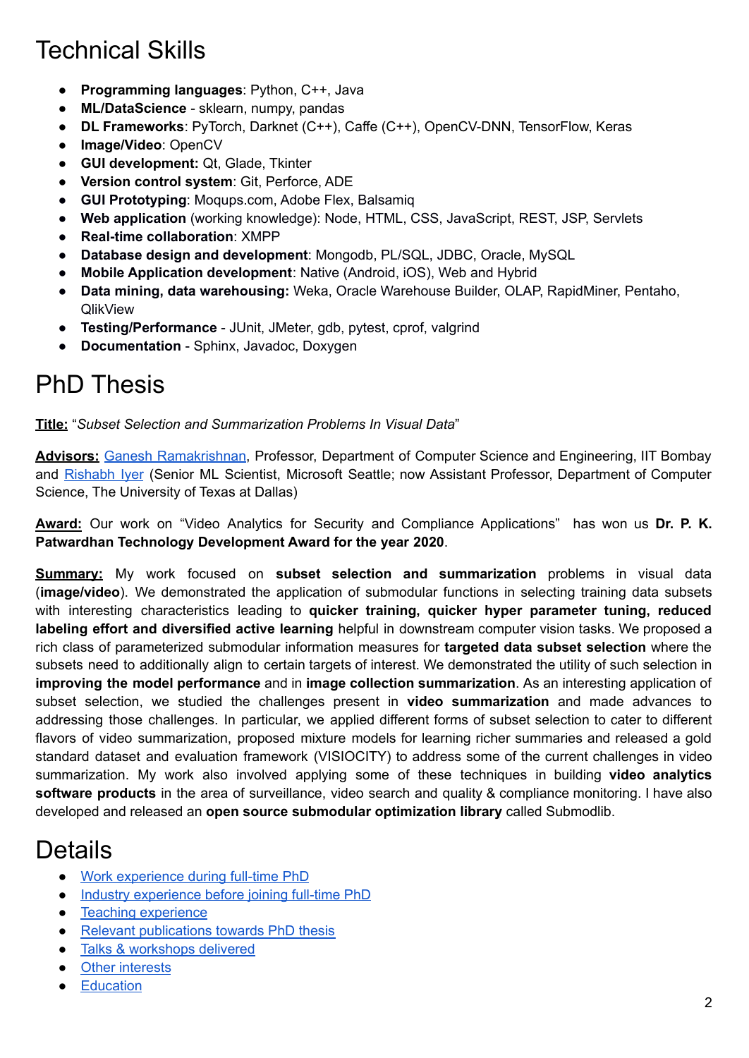# Technical Skills

- **Programming languages**: Python, C++, Java
- **ML/DataScience** - sklearn, numpy, pandas
- **DL Frameworks**: PyTorch, Darknet (C++), Caffe (C++), OpenCV-DNN, TensorFlow, Keras
- **Image/Video**: OpenCV
- **GUI development:** Qt, Glade, Tkinter
- **Version control system**: Git, Perforce, ADE
- **GUI Prototyping**: Moqups.com, Adobe Flex, Balsamiq
- **Web application** (working knowledge): Node, HTML, CSS, JavaScript, REST, JSP, Servlets
- **Real-time collaboration**: XMPP
- **Database design and development**: Mongodb, PL/SQL, JDBC, Oracle, MySQL
- **Mobile Application development**: Native (Android, iOS), Web and Hybrid
- **Data mining, data warehousing:** Weka, Oracle Warehouse Builder, OLAP, RapidMiner, Pentaho, QlikView
- **Testing/Performance** - JUnit, JMeter, gdb, pytest, cprof, valgrind
- **Documentation** - Sphinx, Javadoc, Doxygen

# PhD Thesis

**Title:** "*Subset Selection and Summarization Problems In Visual Data*"

**Advisors:** Ganesh Ramakrishnan, Professor, Department of Computer Science and Engineering, IIT Bombay and Rishabh Iyer (Senior ML Scientist, Microsoft Seattle; now Assistant Professor, Department of Computer Science, The University of Texas at Dallas)

**Award:** Our work on "Video Analytics for Security and Compliance Applications" has won us **Dr. P. K. Patwardhan Technology Development Award for the year 2020**.

**Summary:** My work focused on **subset selection and summarization** problems in visual data (**image/video**). We demonstrated the application of submodular functions in selecting training data subsets with interesting characteristics leading to **quicker training, quicker hyper parameter tuning, reduced labeling effort and diversified active learning** helpful in downstream computer vision tasks. We proposed a rich class of parameterized submodular information measures for **targeted data subset selection** where the subsets need to additionally align to certain targets of interest. We demonstrated the utility of such selection in **improving the model performance** and in **image collection summarization**. As an interesting application of subset selection, we studied the challenges present in **video summarization** and made advances to addressing those challenges. In particular, we applied different forms of subset selection to cater to different flavors of video summarization, proposed mixture models for learning richer summaries and released a gold standard dataset and evaluation framework (VISIOCITY) to address some of the current challenges in video summarization. My work also involved applying some of these techniques in building **video analytics software products** in the area of surveillance, video search and quality & compliance monitoring. I have also developed and released an **open source submodular optimization library** called Submodlib.

# Details

- Work experience during full-time PhD
- Industry experience before joining full-time PhD
- Teaching experience
- Relevant publications towards PhD thesis
- Talks & workshops delivered
- Other interests
- Education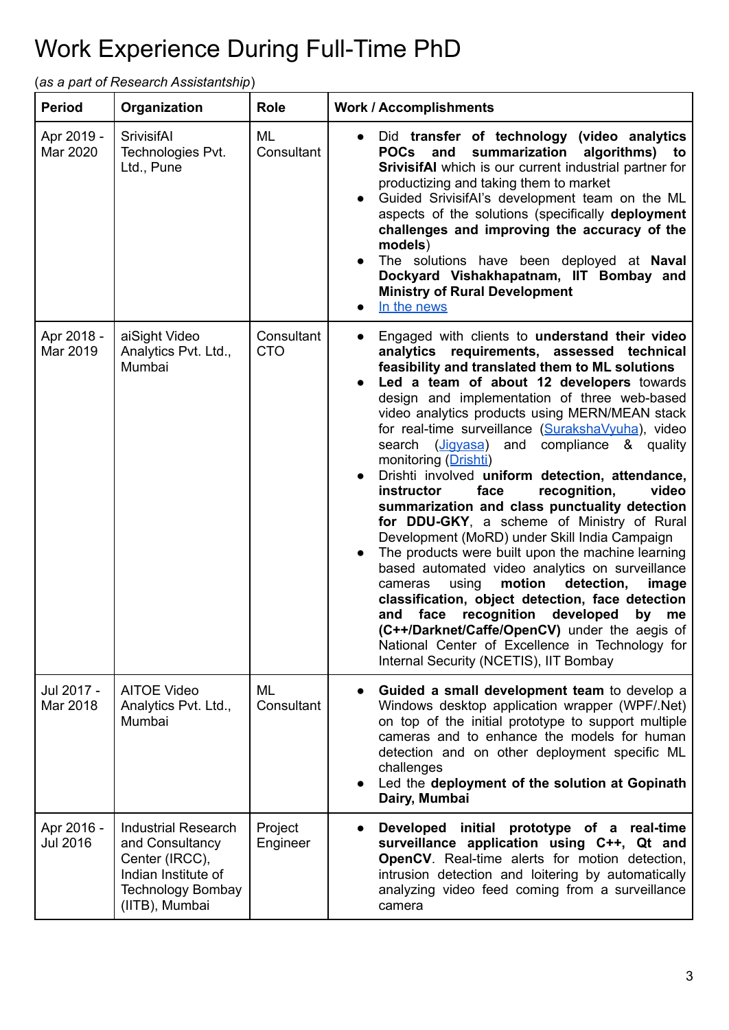# Work Experience During Full-Time PhD

(*as a part of Research Assistantship*)

| Period | Organization | Role | Work / Accomplishments |
|---|---|---|---|
| Apr 2019 - Mar 2020 | SrivisifAI Technologies Pvt. Ltd., Pune | ML Consultant | • Did **transfer of technology (video analytics POCs and summarization algorithms) to SrivisifAI** which is our current industrial partner for productizing and taking them to market<br>• Guided SrivisifAI's development team on the ML aspects of the solutions (specifically **deployment challenges and improving the accuracy of the models**)<br>• The solutions have been deployed at **Naval Dockyard Vishakhapatnam, IIT Bombay and Ministry of Rural Development**<br>• In the news |
| Apr 2018 - Mar 2019 | aiSight Video Analytics Pvt. Ltd., Mumbai | Consultant CTO | • Engaged with clients to **understand their video analytics requirements, assessed technical feasibility and translated them to ML solutions**<br>• **Led a team of about 12 developers** towards design and implementation of three web-based video analytics products using MERN/MEAN stack for real-time surveillance (SurakshaVyuha), video search (Jigyasa) and compliance & quality monitoring (Drishti)<br>• Drishti involved **uniform detection, attendance, instructor face recognition, video summarization and class punctuality detection for DDU-GKY**, a scheme of Ministry of Rural Development (MoRD) under Skill India Campaign<br>• The products were built upon the machine learning based automated video analytics on surveillance cameras using **motion detection, image classification, object detection, face detection and face recognition developed by me (C++/Darknet/Caffe/OpenCV)** under the aegis of National Center of Excellence in Technology for Internal Security (NCETIS), IIT Bombay |
| Jul 2017 - Mar 2018 | AITOE Video Analytics Pvt. Ltd., Mumbai | ML Consultant | • **Guided a small development team** to develop a Windows desktop application wrapper (WPF/.Net) on top of the initial prototype to support multiple cameras and to enhance the models for human detection and on other deployment specific ML challenges<br>• Led the **deployment of the solution at Gopinath Dairy, Mumbai** |
| Apr 2016 - Jul 2016 | Industrial Research and Consultancy Center (IRCC), Indian Institute of Technology Bombay (IITB), Mumbai | Project Engineer | • **Developed initial prototype of a real-time surveillance application using C++, Qt and OpenCV**. Real-time alerts for motion detection, intrusion detection and loitering by automatically analyzing video feed coming from a surveillance camera |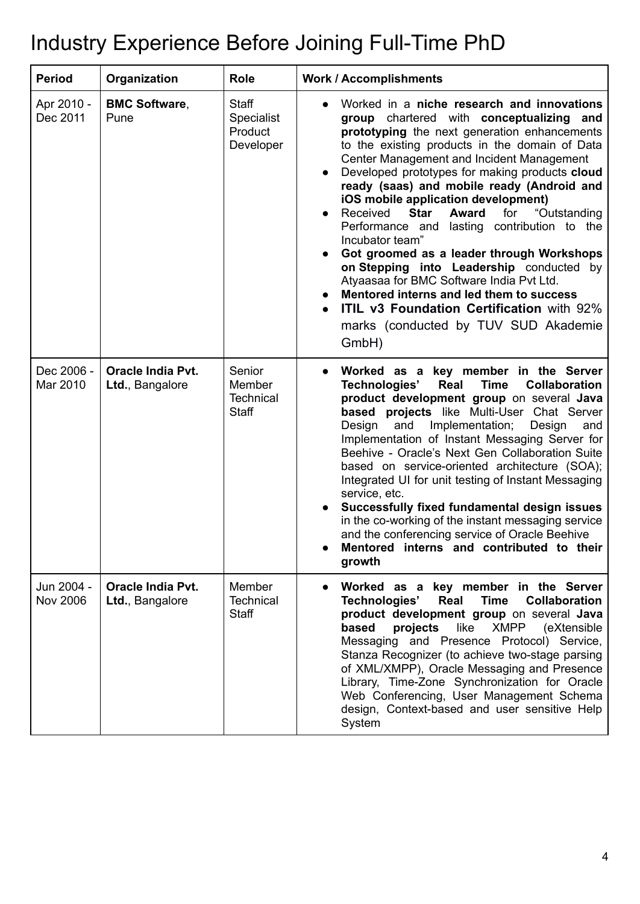# Industry Experience Before Joining Full-Time PhD

| Period | Organization | Role | Work / Accomplishments |
|---|---|---|---|
| Apr 2010 - Dec 2011 | **BMC Software**, Pune | Staff Specialist Product Developer | • Worked in a **niche research and innovations group** chartered with **conceptualizing and prototyping** the next generation enhancements to the existing products in the domain of Data Center Management and Incident Management<br>• Developed prototypes for making products **cloud ready (saas) and mobile ready (Android and iOS mobile application development)**<br>• Received **Star Award** for "Outstanding Performance and lasting contribution to the Incubator team"<br>• **Got groomed as a leader through Workshops on Stepping into Leadership** conducted by Atyaasaa for BMC Software India Pvt Ltd.<br>• **Mentored interns and led them to success**<br>• **ITIL v3 Foundation Certification** with 92% marks (conducted by TUV SUD Akademie GmbH) |
| Dec 2006 - Mar 2010 | **Oracle India Pvt. Ltd.**, Bangalore | Senior Member Technical Staff | • **Worked as a key member in the Server Technologies' Real Time Collaboration product development group** on several **Java based projects** like Multi-User Chat Server Design and Implementation; Design and Implementation of Instant Messaging Server for Beehive - Oracle's Next Gen Collaboration Suite based on service-oriented architecture (SOA); Integrated UI for unit testing of Instant Messaging service, etc.<br>• **Successfully fixed fundamental design issues** in the co-working of the instant messaging service and the conferencing service of Oracle Beehive<br>• **Mentored interns and contributed to their growth** |
| Jun 2004 - Nov 2006 | **Oracle India Pvt. Ltd.**, Bangalore | Member Technical Staff | • **Worked as a key member in the Server Technologies' Real Time Collaboration product development group** on several **Java based projects** like XMPP (eXtensible Messaging and Presence Protocol) Service, Stanza Recognizer (to achieve two-stage parsing of XML/XMPP), Oracle Messaging and Presence Library, Time-Zone Synchronization for Oracle Web Conferencing, User Management Schema design, Context-based and user sensitive Help System |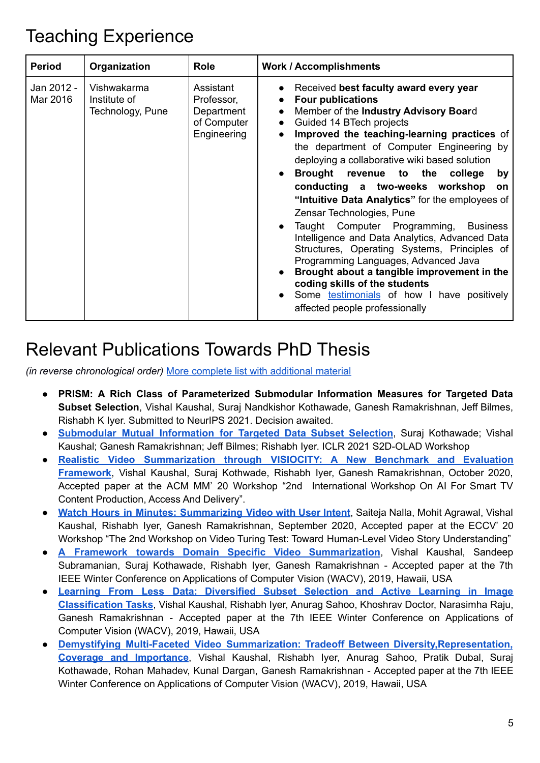# Teaching Experience

| Period | Organization | Role | Work / Accomplishments |
|---|---|---|---|
| Jan 2012 - Mar 2016 | Vishwakarma Institute of Technology, Pune | Assistant Professor, Department of Computer Engineering | • Received **best faculty award every year**<br>• **Four publications**<br>• Member of the **Industry Advisory Boar**d<br>• Guided 14 BTech projects<br>• **Improved the teaching-learning practices** of the department of Computer Engineering by deploying a collaborative wiki based solution<br>• **Brought revenue to the college by conducting a two-weeks workshop on "Intuitive Data Analytics"** for the employees of Zensar Technologies, Pune<br>• Taught Computer Programming, Business Intelligence and Data Analytics, Advanced Data Structures, Operating Systems, Principles of Programming Languages, Advanced Java<br>• **Brought about a tangible improvement in the coding skills of the students**<br>• Some testimonials of how I have positively affected people professionally |

# Relevant Publications Towards PhD Thesis

*(in reverse chronological order)* More complete list with additional material

- **PRISM: A Rich Class of Parameterized Submodular Information Measures for Targeted Data Subset Selection**, Vishal Kaushal, Suraj Nandkishor Kothawade, Ganesh Ramakrishnan, Jeff Bilmes, Rishabh K Iyer. Submitted to NeurIPS 2021. Decision awaited.
- **Submodular Mutual Information for Targeted Data Subset Selection**, Suraj Kothawade; Vishal Kaushal; Ganesh Ramakrishnan; Jeff Bilmes; Rishabh Iyer. ICLR 2021 S2D-OLAD Workshop
- **Realistic Video Summarization through VISIOCITY: A New Benchmark and Evaluation Framework**, Vishal Kaushal, Suraj Kothwade, Rishabh Iyer, Ganesh Ramakrishnan, October 2020, Accepted paper at the ACM MM' 20 Workshop "2nd International Workshop On AI For Smart TV Content Production, Access And Delivery".
- **Watch Hours in Minutes: Summarizing Video with User Intent**, Saiteja Nalla, Mohit Agrawal, Vishal Kaushal, Rishabh Iyer, Ganesh Ramakrishnan, September 2020, Accepted paper at the ECCV' 20 Workshop "The 2nd Workshop on Video Turing Test: Toward Human-Level Video Story Understanding"
- **A Framework towards Domain Specific Video Summarization**, Vishal Kaushal, Sandeep Subramanian, Suraj Kothawade, Rishabh Iyer, Ganesh Ramakrishnan - Accepted paper at the 7th IEEE Winter Conference on Applications of Computer Vision (WACV), 2019, Hawaii, USA
- **Learning From Less Data: Diversified Subset Selection and Active Learning in Image Classification Tasks**, Vishal Kaushal, Rishabh Iyer, Anurag Sahoo, Khoshrav Doctor, Narasimha Raju, Ganesh Ramakrishnan - Accepted paper at the 7th IEEE Winter Conference on Applications of Computer Vision (WACV), 2019, Hawaii, USA
- **Demystifying Multi-Faceted Video Summarization: Tradeoff Between Diversity,Representation, Coverage and Importance**, Vishal Kaushal, Rishabh Iyer, Anurag Sahoo, Pratik Dubal, Suraj Kothawade, Rohan Mahadev, Kunal Dargan, Ganesh Ramakrishnan - Accepted paper at the 7th IEEE Winter Conference on Applications of Computer Vision (WACV), 2019, Hawaii, USA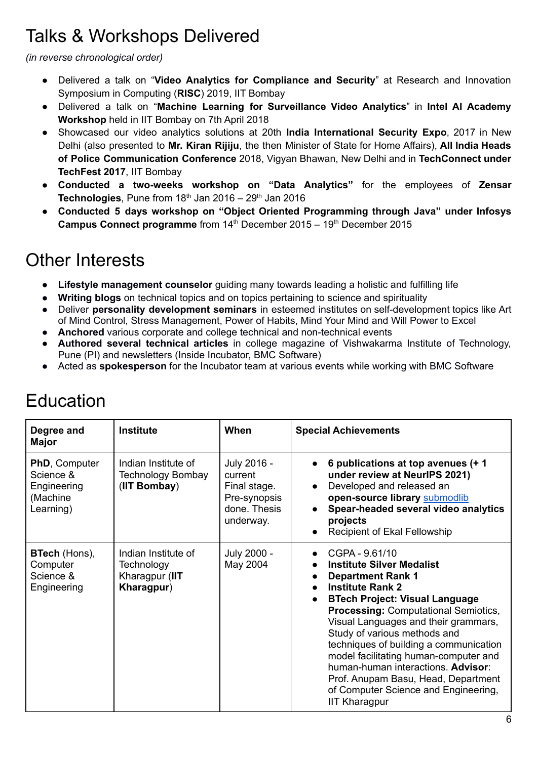## Talks & Workshops Delivered

*(in reverse chronological order)*

- Delivered a talk on "**Video Analytics for Compliance and Security**" at Research and Innovation Symposium in Computing (**RISC**) 2019, IIT Bombay
- Delivered a talk on "**Machine Learning for Surveillance Video Analytics**" in **Intel AI Academy Workshop** held in IIT Bombay on 7th April 2018
- Showcased our video analytics solutions at 20th **India International Security Expo**, 2017 in New Delhi (also presented to **Mr. Kiran Rijiju**, the then Minister of State for Home Affairs), **All India Heads of Police Communication Conference** 2018, Vigyan Bhawan, New Delhi and in **TechConnect under TechFest 2017**, IIT Bombay
- **Conducted a two-weeks workshop on "Data Analytics"** for the employees of **Zensar Technologies**, Pune from 18th Jan 2016 – 29th Jan 2016
- **Conducted 5 days workshop on "Object Oriented Programming through Java" under Infosys Campus Connect programme** from 14th December 2015 – 19th December 2015

## Other Interests

- **Lifestyle management counselor** guiding many towards leading a holistic and fulfilling life
- **Writing blogs** on technical topics and on topics pertaining to science and spirituality
- Deliver **personality development seminars** in esteemed institutes on self-development topics like Art of Mind Control, Stress Management, Power of Habits, Mind Your Mind and Will Power to Excel
- **Anchored** various corporate and college technical and non-technical events
- **Authored several technical articles** in college magazine of Vishwakarma Institute of Technology, Pune (PI) and newsletters (Inside Incubator, BMC Software)
- Acted as **spokesperson** for the Incubator team at various events while working with BMC Software

## Education

| Degree and Major | Institute | When | Special Achievements |
|---|---|---|---|
| **PhD**, Computer Science & Engineering (Machine Learning) | Indian Institute of Technology Bombay (**IIT Bombay**) | July 2016 - current Final stage. Pre-synopsis done. Thesis underway. | • **6 publications at top avenues (+ 1 under review at NeurIPS 2021)** • Developed and released an **open-source library** submodlib • **Spear-headed several video analytics projects** • Recipient of Ekal Fellowship |
| **BTech** (Hons), Computer Science & Engineering | Indian Institute of Technology Kharagpur (**IIT Kharagpur**) | July 2000 - May 2004 | • CGPA - 9.61/10 • **Institute Silver Medalist** • **Department Rank 1** • **Institute Rank 2** • **BTech Project: Visual Language Processing:** Computational Semiotics, Visual Languages and their grammars, Study of various methods and techniques of building a communication model facilitating human-computer and human-human interactions. **Advisor**: Prof. Anupam Basu, Head, Department of Computer Science and Engineering, IIT Kharagpur |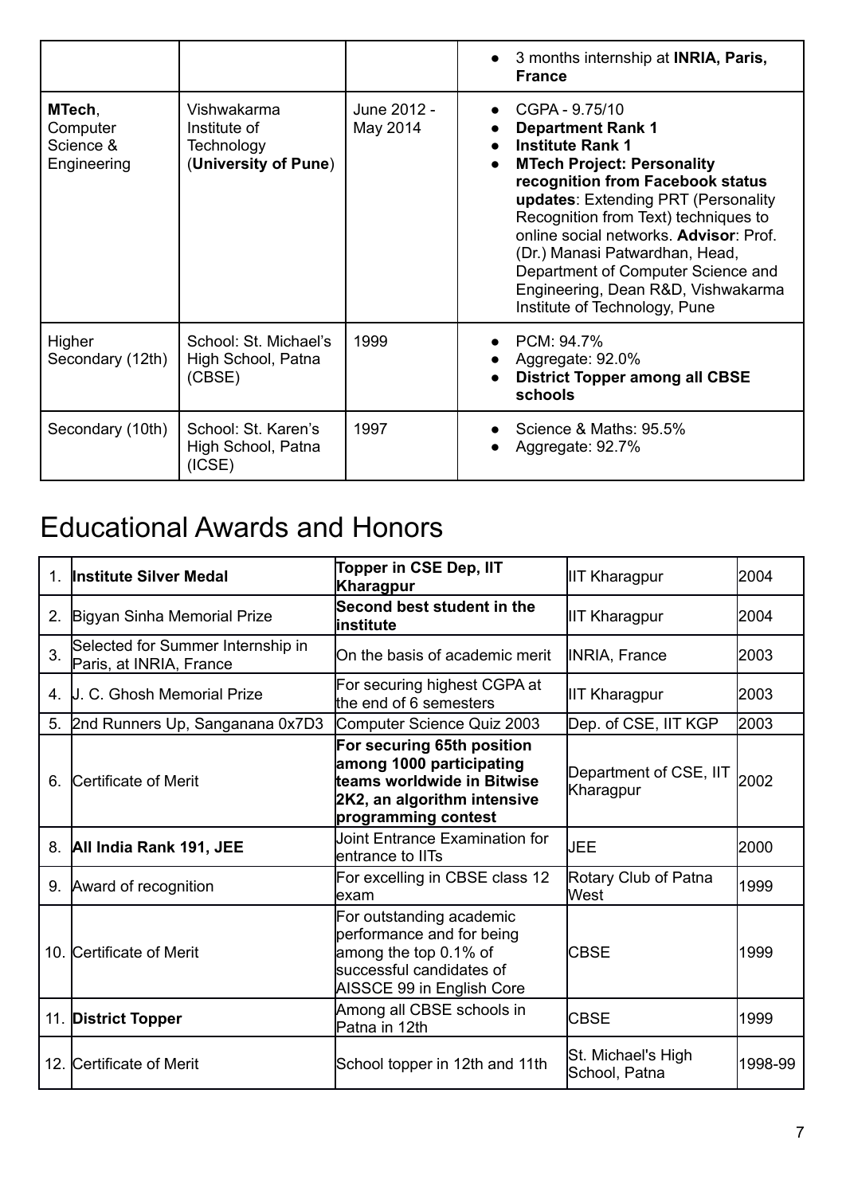| | | | |
|---|---|---|---|
| | | | • 3 months internship at **INRIA, Paris, France** |
| **MTech**, Computer Science & Engineering | Vishwakarma Institute of Technology (**University of Pune**) | June 2012 - May 2014 | • CGPA - 9.75/10<br>• **Department Rank 1**<br>• **Institute Rank 1**<br>• **MTech Project: Personality recognition from Facebook status updates**: Extending PRT (Personality Recognition from Text) techniques to online social networks. **Advisor**: Prof. (Dr.) Manasi Patwardhan, Head, Department of Computer Science and Engineering, Dean R&D, Vishwakarma Institute of Technology, Pune |
| Higher Secondary (12th) | School: St. Michael's High School, Patna (CBSE) | 1999 | • PCM: 94.7%<br>• Aggregate: 92.0%<br>• **District Topper among all CBSE schools** |
| Secondary (10th) | School: St. Karen's High School, Patna (ICSE) | 1997 | • Science & Maths: 95.5%<br>• Aggregate: 92.7% |

# Educational Awards and Honors

| | | | | |
|---|---|---|---|---|
| 1. | **Institute Silver Medal** | **Topper in CSE Dep, IIT Kharagpur** | IIT Kharagpur | 2004 |
| 2. | Bigyan Sinha Memorial Prize | **Second best student in the institute** | IIT Kharagpur | 2004 |
| 3. | Selected for Summer Internship in Paris, at INRIA, France | On the basis of academic merit | INRIA, France | 2003 |
| 4. | J. C. Ghosh Memorial Prize | For securing highest CGPA at the end of 6 semesters | IIT Kharagpur | 2003 |
| 5. | 2nd Runners Up, Sanganana 0x7D3 | Computer Science Quiz 2003 | Dep. of CSE, IIT KGP | 2003 |
| 6. | Certificate of Merit | **For securing 65th position among 1000 participating teams worldwide in Bitwise 2K2, an algorithm intensive programming contest** | Department of CSE, IIT Kharagpur | 2002 |
| 8. | **All India Rank 191, JEE** | Joint Entrance Examination for entrance to IITs | JEE | 2000 |
| 9. | Award of recognition | For excelling in CBSE class 12 exam | Rotary Club of Patna West | 1999 |
| 10. | Certificate of Merit | For outstanding academic performance and for being among the top 0.1% of successful candidates of AISSCE 99 in English Core | CBSE | 1999 |
| 11. | **District Topper** | Among all CBSE schools in Patna in 12th | CBSE | 1999 |
| 12. | Certificate of Merit | School topper in 12th and 11th | St. Michael's High School, Patna | 1998-99 |